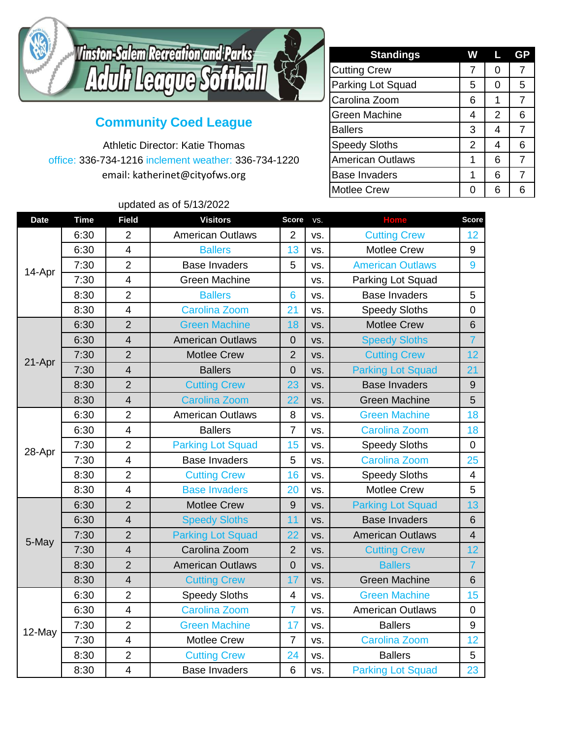# Winston-Salem Recreation and Parks Adult League Softball

## Community Coed League

Athletic Director: Katie Thomas

office: 336-734-1216 inclement weather: 336-734-1220

email: katherinet@cityofws.org

| Standings | W | L | GP |
|---|---|---|---|
| Cutting Crew | 7 | 0 | 7 |
| Parking Lot Squad | 5 | 0 | 5 |
| Carolina Zoom | 6 | 1 | 7 |
| Green Machine | 4 | 2 | 6 |
| Ballers | 3 | 4 | 7 |
| Speedy Sloths | 2 | 4 | 6 |
| American Outlaws | 1 | 6 | 7 |
| Base Invaders | 1 | 6 | 7 |
| Motlee Crew | 0 | 6 | 6 |

updated as of 5/13/2022

| Date | Time | Field | Visitors | Score | vs. | Home | Score |
|---|---|---|---|---|---|---|---|
| 14-Apr | 6:30 | 2 | American Outlaws | 2 | vs. | Cutting Crew | 12 |
| | 6:30 | 4 | Ballers | 13 | vs. | Motlee Crew | 9 |
| | 7:30 | 2 | Base Invaders | 5 | vs. | American Outlaws | 9 |
| | 7:30 | 4 | Green Machine | | vs. | Parking Lot Squad | |
| | 8:30 | 2 | Ballers | 6 | vs. | Base Invaders | 5 |
| | 8:30 | 4 | Carolina Zoom | 21 | vs. | Speedy Sloths | 0 |
| 21-Apr | 6:30 | 2 | Green Machine | 18 | vs. | Motlee Crew | 6 |
| | 6:30 | 4 | American Outlaws | 0 | vs. | Speedy Sloths | 7 |
| | 7:30 | 2 | Motlee Crew | 2 | vs. | Cutting Crew | 12 |
| | 7:30 | 4 | Ballers | 0 | vs. | Parking Lot Squad | 21 |
| | 8:30 | 2 | Cutting Crew | 23 | vs. | Base Invaders | 9 |
| | 8:30 | 4 | Carolina Zoom | 22 | vs. | Green Machine | 5 |
| 28-Apr | 6:30 | 2 | American Outlaws | 8 | vs. | Green Machine | 18 |
| | 6:30 | 4 | Ballers | 7 | vs. | Carolina Zoom | 18 |
| | 7:30 | 2 | Parking Lot Squad | 15 | vs. | Speedy Sloths | 0 |
| | 7:30 | 4 | Base Invaders | 5 | vs. | Carolina Zoom | 25 |
| | 8:30 | 2 | Cutting Crew | 16 | vs. | Speedy Sloths | 4 |
| | 8:30 | 4 | Base Invaders | 20 | vs. | Motlee Crew | 5 |
| 5-May | 6:30 | 2 | Motlee Crew | 9 | vs. | Parking Lot Squad | 13 |
| | 6:30 | 4 | Speedy Sloths | 11 | vs. | Base Invaders | 6 |
| | 7:30 | 2 | Parking Lot Squad | 22 | vs. | American Outlaws | 4 |
| | 7:30 | 4 | Carolina Zoom | 2 | vs. | Cutting Crew | 12 |
| | 8:30 | 2 | American Outlaws | 0 | vs. | Ballers | 7 |
| | 8:30 | 4 | Cutting Crew | 17 | vs. | Green Machine | 6 |
| 12-May | 6:30 | 2 | Speedy Sloths | 4 | vs. | Green Machine | 15 |
| | 6:30 | 4 | Carolina Zoom | 7 | vs. | American Outlaws | 0 |
| | 7:30 | 2 | Green Machine | 17 | vs. | Ballers | 9 |
| | 7:30 | 4 | Motlee Crew | 7 | vs. | Carolina Zoom | 12 |
| | 8:30 | 2 | Cutting Crew | 24 | vs. | Ballers | 5 |
| | 8:30 | 4 | Base Invaders | 6 | vs. | Parking Lot Squad | 23 |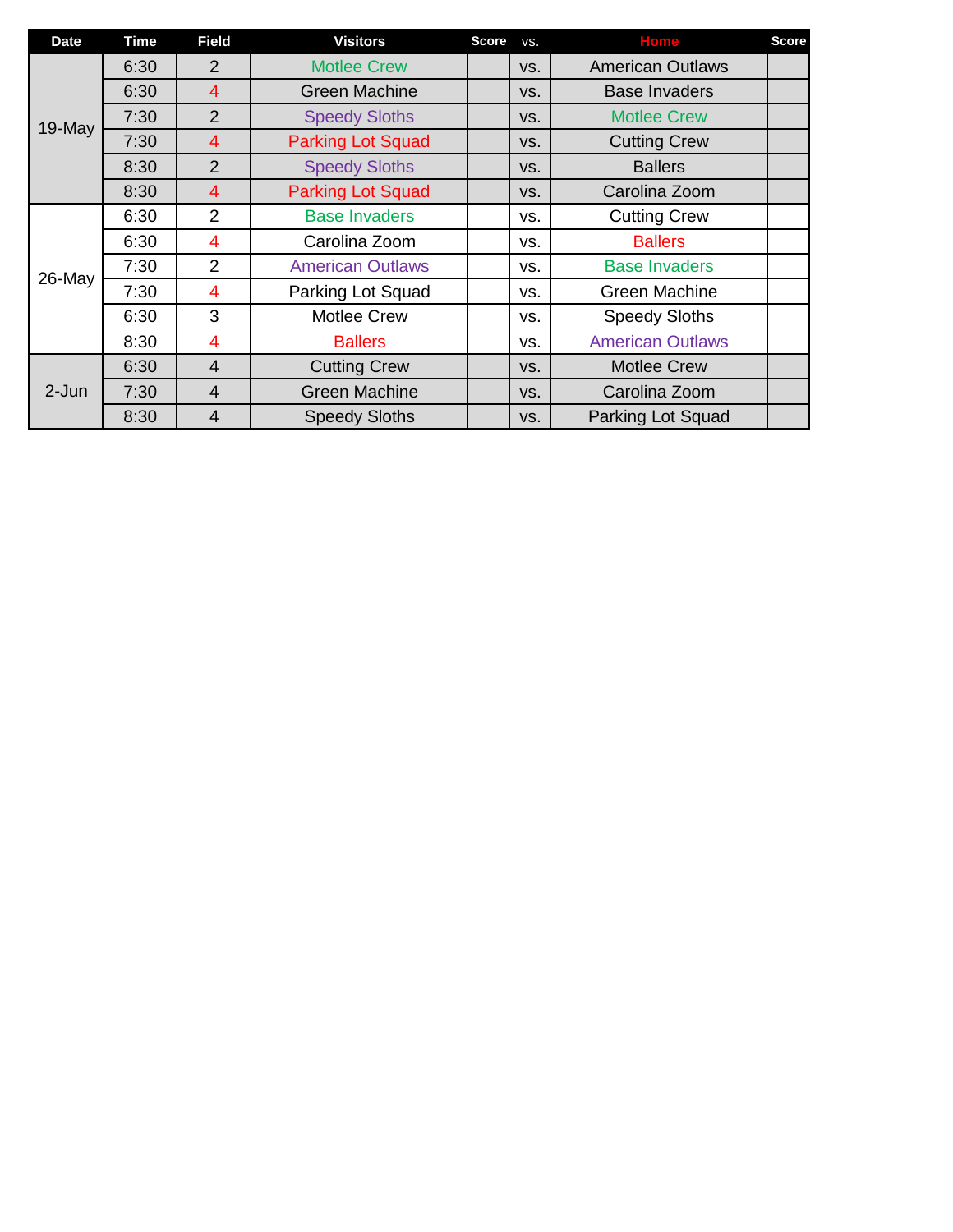| Date | Time | Field | Visitors | Score | vs. | Home | Score |
|---|---|---|---|---|---|---|---|
| 19-May | 6:30 | 2 | Motlee Crew | | vs. | American Outlaws | |
| | 6:30 | 4 | Green Machine | | vs. | Base Invaders | |
| | 7:30 | 2 | Speedy Sloths | | vs. | Motlee Crew | |
| | 7:30 | 4 | Parking Lot Squad | | vs. | Cutting Crew | |
| | 8:30 | 2 | Speedy Sloths | | vs. | Ballers | |
| | 8:30 | 4 | Parking Lot Squad | | vs. | Carolina Zoom | |
| 26-May | 6:30 | 2 | Base Invaders | | vs. | Cutting Crew | |
| | 6:30 | 4 | Carolina Zoom | | vs. | Ballers | |
| | 7:30 | 2 | American Outlaws | | vs. | Base Invaders | |
| | 7:30 | 4 | Parking Lot Squad | | vs. | Green Machine | |
| | 6:30 | 3 | Motlee Crew | | vs. | Speedy Sloths | |
| | 8:30 | 4 | Ballers | | vs. | American Outlaws | |
| 2-Jun | 6:30 | 4 | Cutting Crew | | vs. | Motlee Crew | |
| | 7:30 | 4 | Green Machine | | vs. | Carolina Zoom | |
| | 8:30 | 4 | Speedy Sloths | | vs. | Parking Lot Squad | |